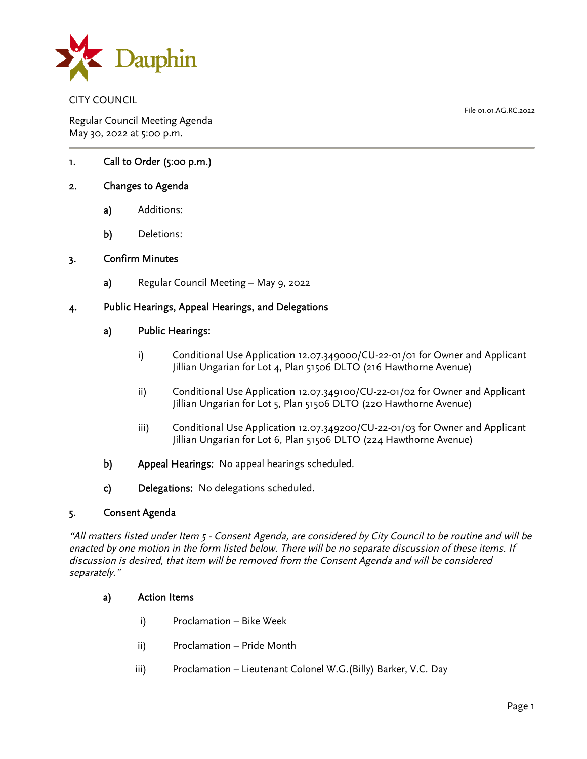Dauphin

CITY COUNCIL

File 01.01.AG.RC.2022

Regular Council Meeting Agenda
May 30, 2022 at 5:00 p.m.

1. **Call to Order (5:00 p.m.)**

2. **Changes to Agenda**

   a) Additions:

   b) Deletions:

3. **Confirm Minutes**

   a) Regular Council Meeting – May 9, 2022

4. **Public Hearings, Appeal Hearings, and Delegations**

   a) **Public Hearings:**

      i) Conditional Use Application 12.07.349000/CU-22-01/01 for Owner and Applicant Jillian Ungarian for Lot 4, Plan 51506 DLTO (216 Hawthorne Avenue)

      ii) Conditional Use Application 12.07.349100/CU-22-01/02 for Owner and Applicant Jillian Ungarian for Lot 5, Plan 51506 DLTO (220 Hawthorne Avenue)

      iii) Conditional Use Application 12.07.349200/CU-22-01/03 for Owner and Applicant Jillian Ungarian for Lot 6, Plan 51506 DLTO (224 Hawthorne Avenue)

   b) **Appeal Hearings:** No appeal hearings scheduled.

   c) **Delegations:** No delegations scheduled.

5. **Consent Agenda**

*"All matters listed under Item 5 - Consent Agenda, are considered by City Council to be routine and will be enacted by one motion in the form listed below. There will be no separate discussion of these items. If discussion is desired, that item will be removed from the Consent Agenda and will be considered separately."*

   a) **Action Items**

      i) Proclamation – Bike Week

      ii) Proclamation – Pride Month

      iii) Proclamation – Lieutenant Colonel W.G.(Billy) Barker, V.C. Day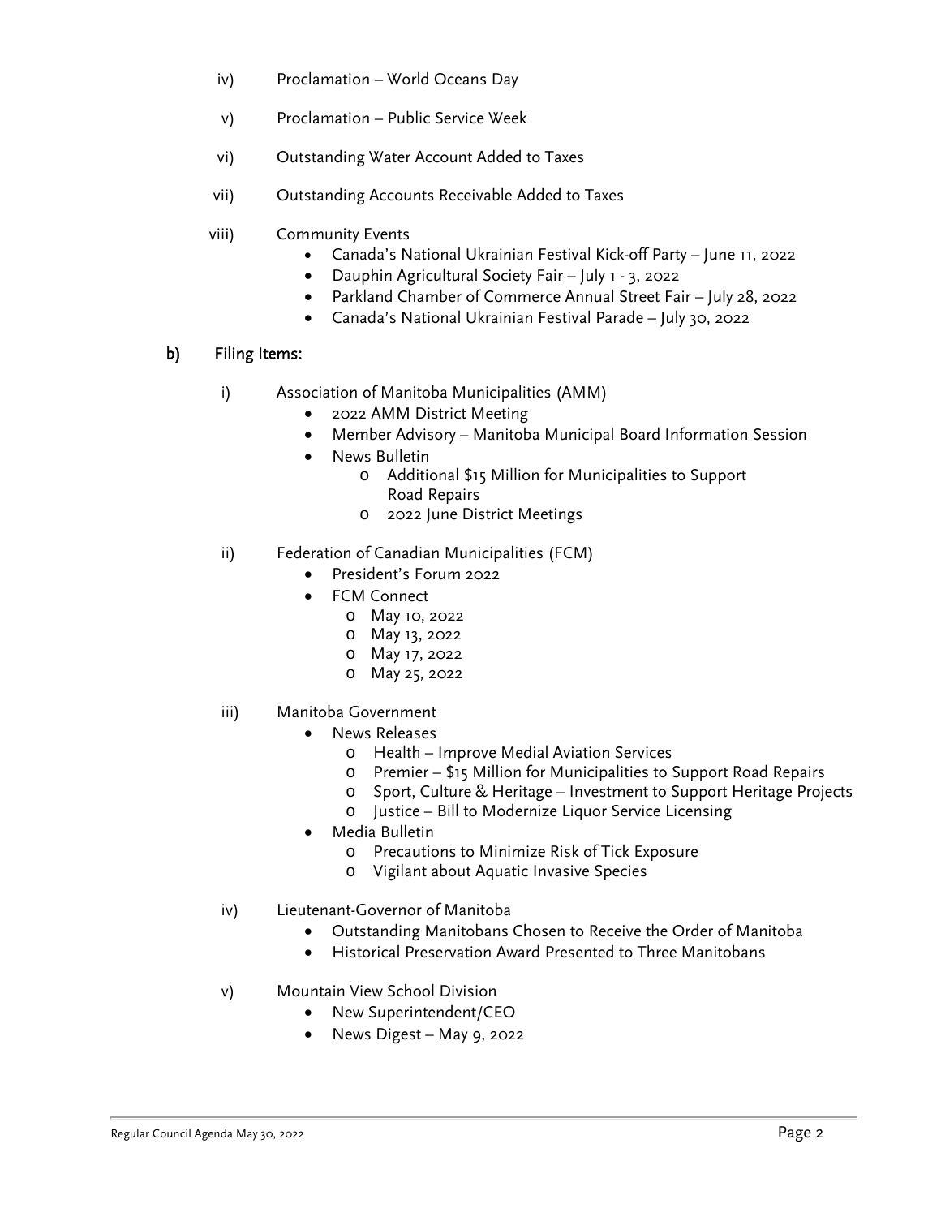iv) Proclamation – World Oceans Day

v) Proclamation – Public Service Week

vi) Outstanding Water Account Added to Taxes

vii) Outstanding Accounts Receivable Added to Taxes

viii) Community Events
- Canada's National Ukrainian Festival Kick-off Party – June 11, 2022
- Dauphin Agricultural Society Fair – July 1 - 3, 2022
- Parkland Chamber of Commerce Annual Street Fair – July 28, 2022
- Canada's National Ukrainian Festival Parade – July 30, 2022

## b) Filing Items:

i) Association of Manitoba Municipalities (AMM)
- 2022 AMM District Meeting
- Member Advisory – Manitoba Municipal Board Information Session
- News Bulletin
  - Additional $15 Million for Municipalities to Support Road Repairs
  - 2022 June District Meetings

ii) Federation of Canadian Municipalities (FCM)
- President's Forum 2022
- FCM Connect
  - May 10, 2022
  - May 13, 2022
  - May 17, 2022
  - May 25, 2022

iii) Manitoba Government
- News Releases
  - Health – Improve Medial Aviation Services
  - Premier – $15 Million for Municipalities to Support Road Repairs
  - Sport, Culture & Heritage – Investment to Support Heritage Projects
  - Justice – Bill to Modernize Liquor Service Licensing
- Media Bulletin
  - Precautions to Minimize Risk of Tick Exposure
  - Vigilant about Aquatic Invasive Species

iv) Lieutenant-Governor of Manitoba
- Outstanding Manitobans Chosen to Receive the Order of Manitoba
- Historical Preservation Award Presented to Three Manitobans

v) Mountain View School Division
- New Superintendent/CEO
- News Digest – May 9, 2022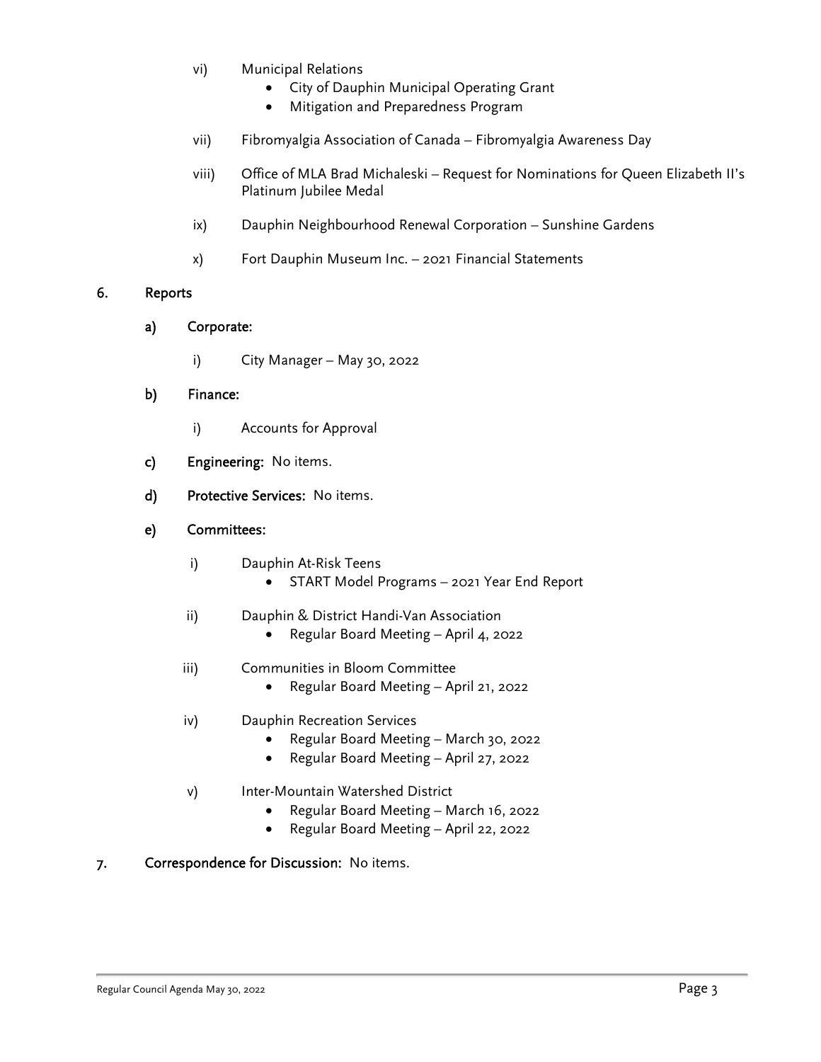- vi) Municipal Relations
  - City of Dauphin Municipal Operating Grant
  - Mitigation and Preparedness Program
- vii) Fibromyalgia Association of Canada – Fibromyalgia Awareness Day
- viii) Office of MLA Brad Michaleski – Request for Nominations for Queen Elizabeth II's Platinum Jubilee Medal
- ix) Dauphin Neighbourhood Renewal Corporation – Sunshine Gardens
- x) Fort Dauphin Museum Inc. – 2021 Financial Statements

## 6. Reports

### a) Corporate:

- i) City Manager – May 30, 2022

### b) Finance:

- i) Accounts for Approval

### c) Engineering: No items.

### d) Protective Services: No items.

### e) Committees:

- i) Dauphin At-Risk Teens
  - START Model Programs – 2021 Year End Report
- ii) Dauphin & District Handi-Van Association
  - Regular Board Meeting – April 4, 2022
- iii) Communities in Bloom Committee
  - Regular Board Meeting – April 21, 2022
- iv) Dauphin Recreation Services
  - Regular Board Meeting – March 30, 2022
  - Regular Board Meeting – April 27, 2022
- v) Inter-Mountain Watershed District
  - Regular Board Meeting – March 16, 2022
  - Regular Board Meeting – April 22, 2022

## 7. Correspondence for Discussion: No items.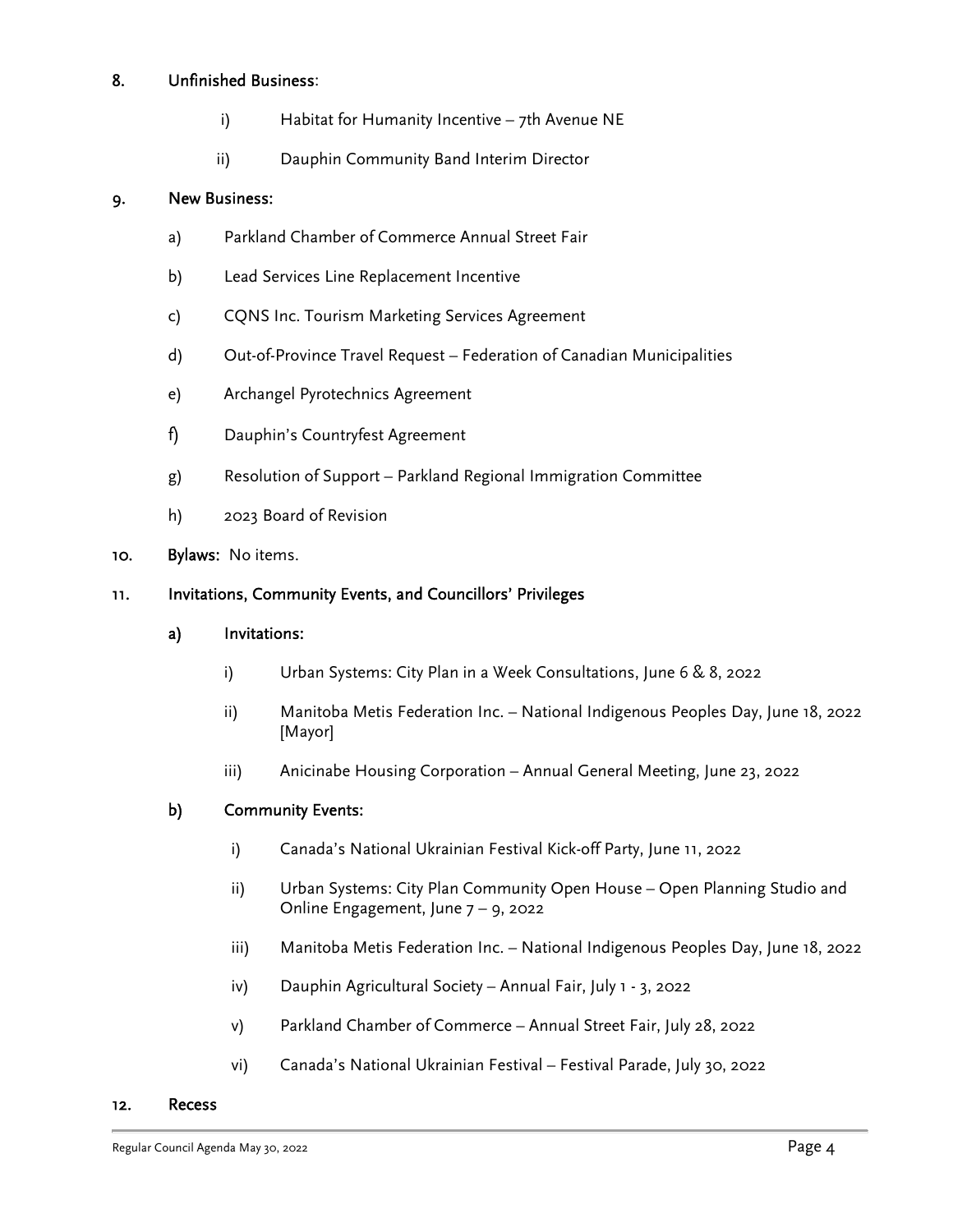## 8. Unfinished Business:

i) Habitat for Humanity Incentive – 7th Avenue NE

ii) Dauphin Community Band Interim Director

## 9. New Business:

a) Parkland Chamber of Commerce Annual Street Fair

b) Lead Services Line Replacement Incentive

c) CQNS Inc. Tourism Marketing Services Agreement

d) Out-of-Province Travel Request – Federation of Canadian Municipalities

e) Archangel Pyrotechnics Agreement

f) Dauphin's Countryfest Agreement

g) Resolution of Support – Parkland Regional Immigration Committee

h) 2023 Board of Revision

## 10. Bylaws: No items.

## 11. Invitations, Community Events, and Councillors' Privileges

### a) Invitations:

i) Urban Systems: City Plan in a Week Consultations, June 6 & 8, 2022

ii) Manitoba Metis Federation Inc. – National Indigenous Peoples Day, June 18, 2022 [Mayor]

iii) Anicinabe Housing Corporation – Annual General Meeting, June 23, 2022

### b) Community Events:

i) Canada's National Ukrainian Festival Kick-off Party, June 11, 2022

ii) Urban Systems: City Plan Community Open House – Open Planning Studio and Online Engagement, June 7 – 9, 2022

iii) Manitoba Metis Federation Inc. – National Indigenous Peoples Day, June 18, 2022

iv) Dauphin Agricultural Society – Annual Fair, July 1 - 3, 2022

v) Parkland Chamber of Commerce – Annual Street Fair, July 28, 2022

vi) Canada's National Ukrainian Festival – Festival Parade, July 30, 2022

## 12. Recess